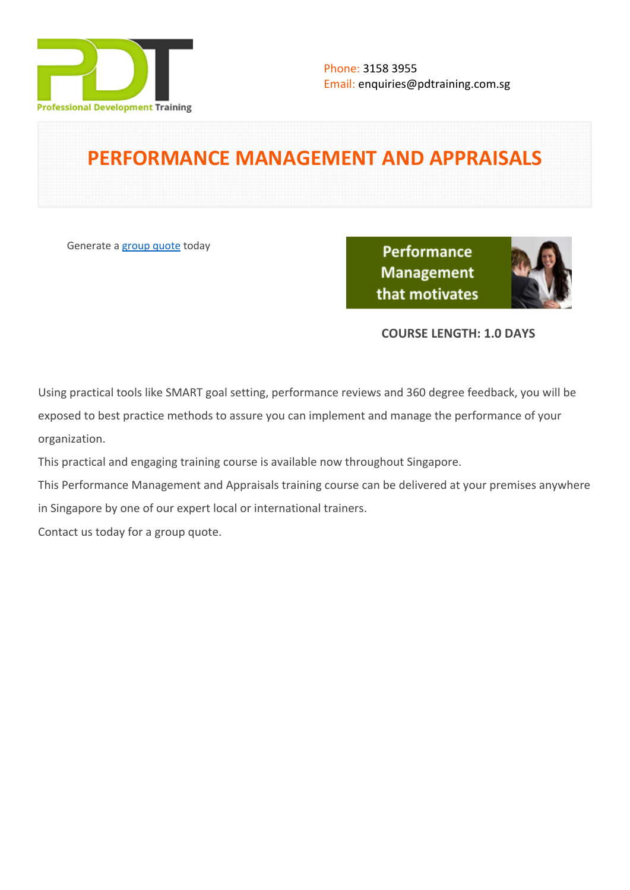Phone: 3158 3955
Email: enquiries@pdtraining.com.sg

# PERFORMANCE MANAGEMENT AND APPRAISALS

Generate a [group quote](group quote) today

**COURSE LENGTH: 1.0 DAYS**

Using practical tools like SMART goal setting, performance reviews and 360 degree feedback, you will be exposed to best practice methods to assure you can implement and manage the performance of your organization.

This practical and engaging training course is available now throughout Singapore.

This Performance Management and Appraisals training course can be delivered at your premises anywhere in Singapore by one of our expert local or international trainers.

Contact us today for a group quote.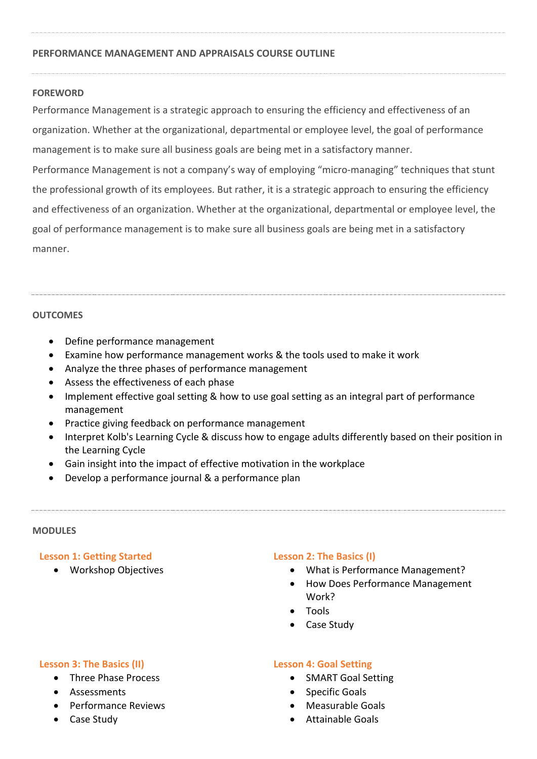## PERFORMANCE MANAGEMENT AND APPRAISALS COURSE OUTLINE

### FOREWORD

Performance Management is a strategic approach to ensuring the efficiency and effectiveness of an organization. Whether at the organizational, departmental or employee level, the goal of performance management is to make sure all business goals are being met in a satisfactory manner.

Performance Management is not a company's way of employing "micro-managing" techniques that stunt the professional growth of its employees. But rather, it is a strategic approach to ensuring the efficiency and effectiveness of an organization. Whether at the organizational, departmental or employee level, the goal of performance management is to make sure all business goals are being met in a satisfactory manner.

### OUTCOMES

- Define performance management
- Examine how performance management works & the tools used to make it work
- Analyze the three phases of performance management
- Assess the effectiveness of each phase
- Implement effective goal setting & how to use goal setting as an integral part of performance management
- Practice giving feedback on performance management
- Interpret Kolb's Learning Cycle & discuss how to engage adults differently based on their position in the Learning Cycle
- Gain insight into the impact of effective motivation in the workplace
- Develop a performance journal & a performance plan

### MODULES

#### Lesson 1: Getting Started

- Workshop Objectives

#### Lesson 2: The Basics (I)

- What is Performance Management?
- How Does Performance Management Work?
- Tools
- Case Study

#### Lesson 3: The Basics (II)

- Three Phase Process
- Assessments
- Performance Reviews
- Case Study

#### Lesson 4: Goal Setting

- SMART Goal Setting
- Specific Goals
- Measurable Goals
- Attainable Goals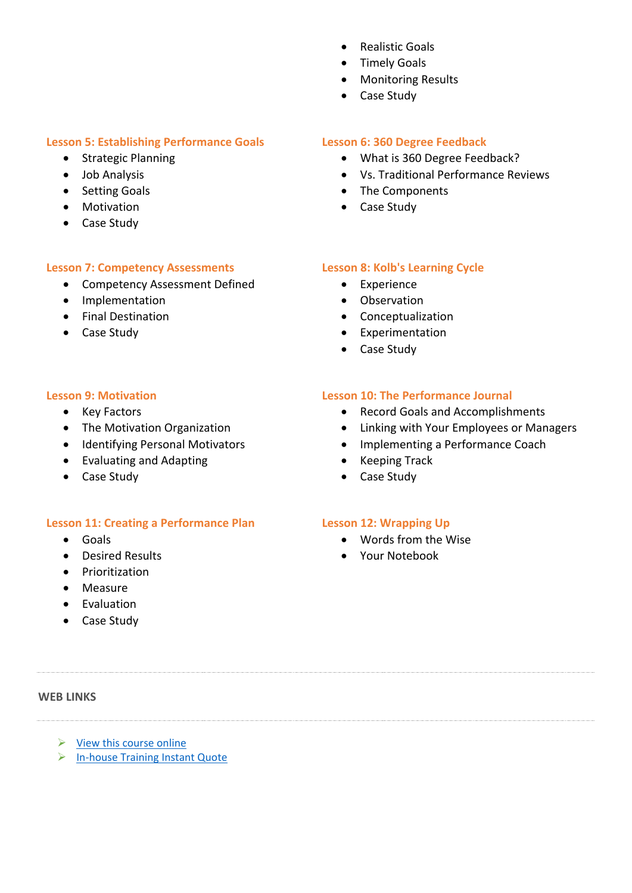- Realistic Goals
- Timely Goals
- Monitoring Results
- Case Study

### Lesson 5: Establishing Performance Goals

- Strategic Planning
- Job Analysis
- Setting Goals
- Motivation
- Case Study

### Lesson 6: 360 Degree Feedback

- What is 360 Degree Feedback?
- Vs. Traditional Performance Reviews
- The Components
- Case Study

### Lesson 7: Competency Assessments

- Competency Assessment Defined
- Implementation
- Final Destination
- Case Study

### Lesson 8: Kolb's Learning Cycle

- Experience
- Observation
- Conceptualization
- Experimentation
- Case Study

### Lesson 9: Motivation

- Key Factors
- The Motivation Organization
- Identifying Personal Motivators
- Evaluating and Adapting
- Case Study

### Lesson 10: The Performance Journal

- Record Goals and Accomplishments
- Linking with Your Employees or Managers
- Implementing a Performance Coach
- Keeping Track
- Case Study

### Lesson 11: Creating a Performance Plan

- Goals
- Desired Results
- Prioritization
- Measure
- Evaluation
- Case Study

### Lesson 12: Wrapping Up

- Words from the Wise
- Your Notebook

## WEB LINKS

- View this course online
- In-house Training Instant Quote